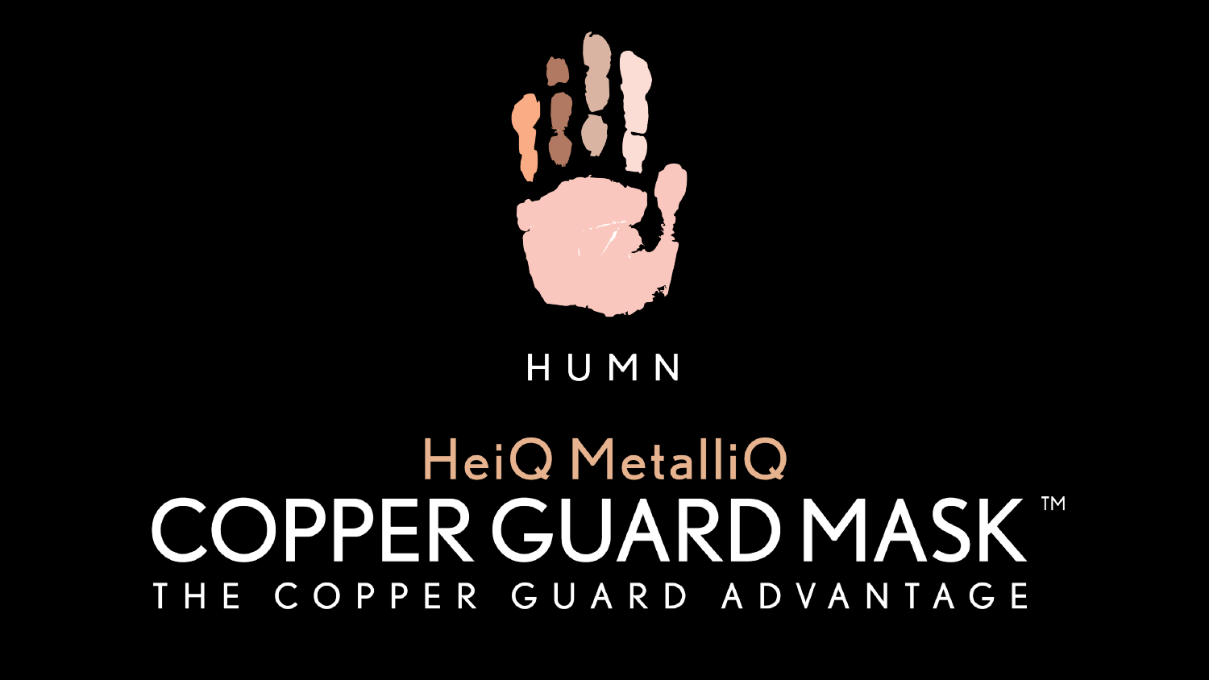HUMN

# HeiQ MetalliQ

# COPPER GUARD MASK™

THE COPPER GUARD ADVANTAGE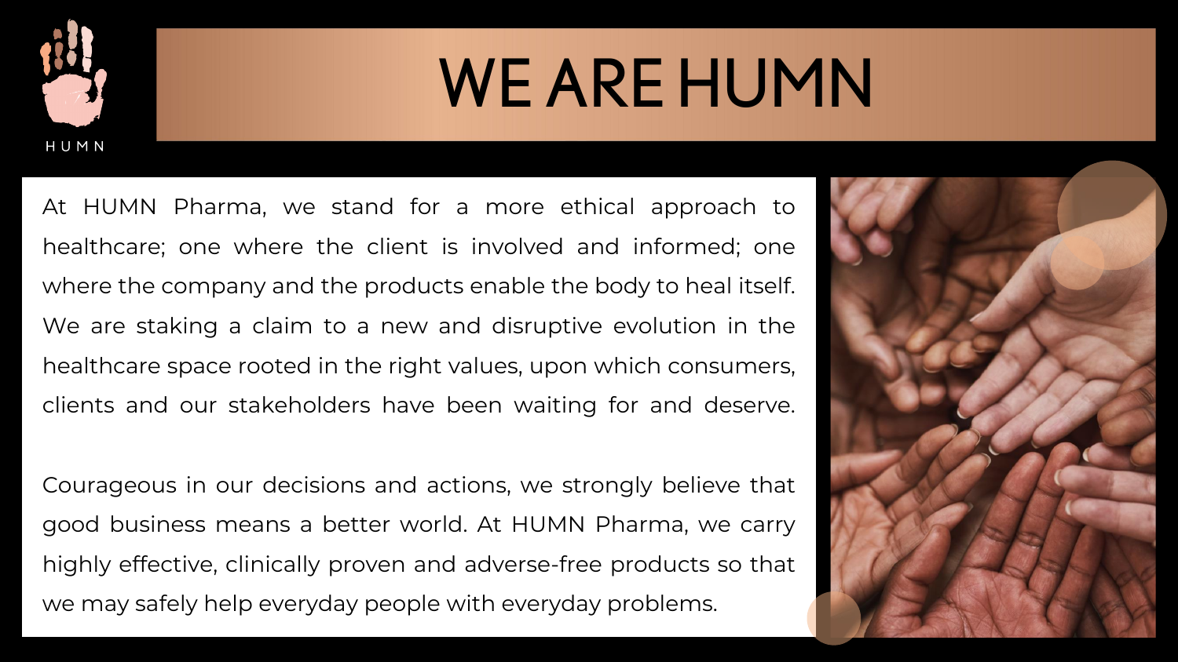HUMN

# WE ARE HUMN

At HUMN Pharma, we stand for a more ethical approach to healthcare; one where the client is involved and informed; one where the company and the products enable the body to heal itself. We are staking a claim to a new and disruptive evolution in the healthcare space rooted in the right values, upon which consumers, clients and our stakeholders have been waiting for and deserve.

Courageous in our decisions and actions, we strongly believe that good business means a better world. At HUMN Pharma, we carry highly effective, clinically proven and adverse-free products so that we may safely help everyday people with everyday problems.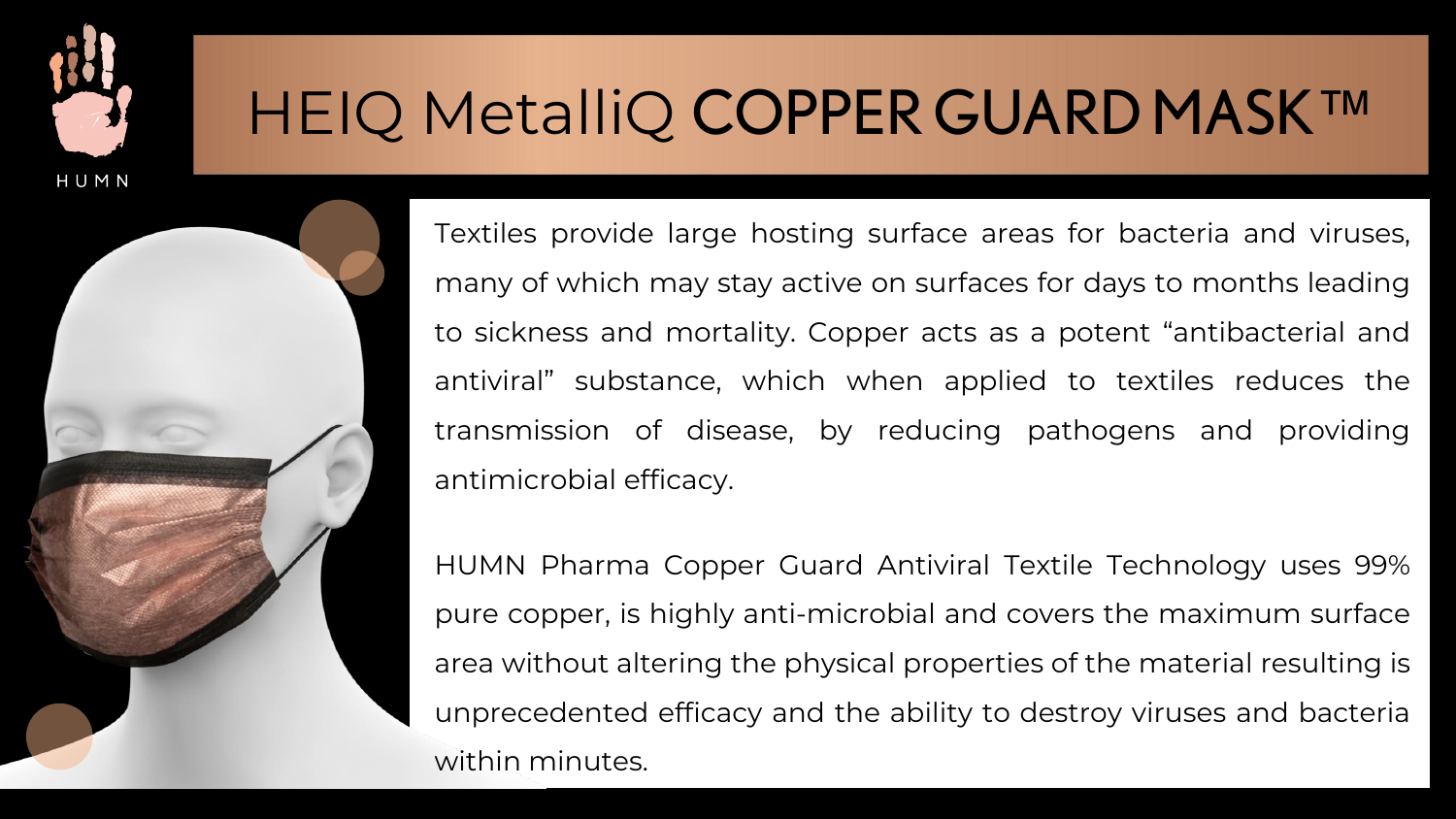# HEIQ MetalliQ **COPPER GUARD MASK™**

Textiles provide large hosting surface areas for bacteria and viruses, many of which may stay active on surfaces for days to months leading to sickness and mortality. Copper acts as a potent “antibacterial and antiviral” substance, which when applied to textiles reduces the transmission of disease, by reducing pathogens and providing antimicrobial efficacy.

HUMN Pharma Copper Guard Antiviral Textile Technology uses 99% pure copper, is highly anti-microbial and covers the maximum surface area without altering the physical properties of the material resulting is unprecedented efficacy and the ability to destroy viruses and bacteria within minutes.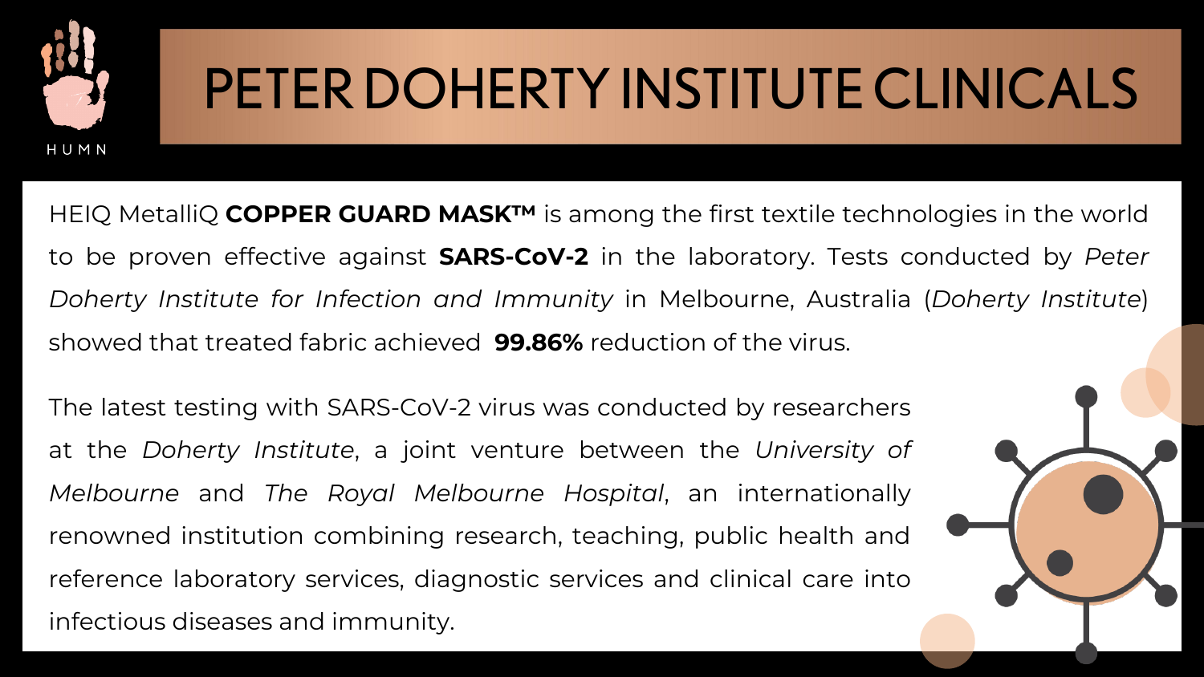# PETER DOHERTY INSTITUTE CLINICALS

HEIQ MetalliQ **COPPER GUARD MASK™** is among the first textile technologies in the world to be proven effective against **SARS-CoV-2** in the laboratory. Tests conducted by *Peter Doherty Institute for Infection and Immunity* in Melbourne, Australia (*Doherty Institute*) showed that treated fabric achieved **99.86%** reduction of the virus.

The latest testing with SARS-CoV-2 virus was conducted by researchers at the *Doherty Institute*, a joint venture between the *University of Melbourne* and *The Royal Melbourne Hospital*, an internationally renowned institution combining research, teaching, public health and reference laboratory services, diagnostic services and clinical care into infectious diseases and immunity.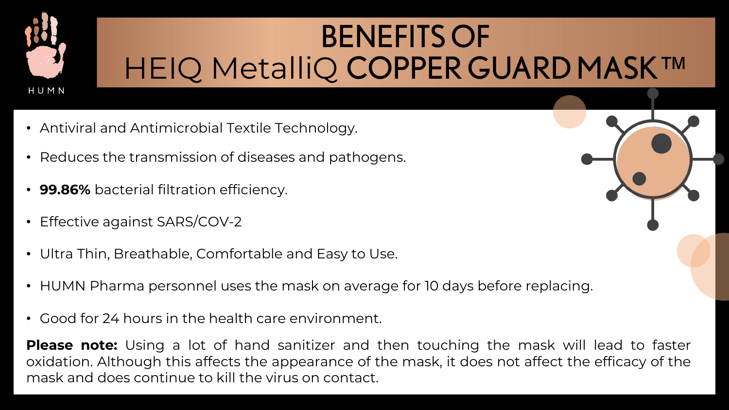# BENEFITS OF HEIQ MetalliQ COPPER GUARD MASK™

- Antiviral and Antimicrobial Textile Technology.
- Reduces the transmission of diseases and pathogens.
- **99.86%** bacterial filtration efficiency.
- Effective against SARS/COV-2
- Ultra Thin, Breathable, Comfortable and Easy to Use.
- HUMN Pharma personnel uses the mask on average for 10 days before replacing.
- Good for 24 hours in the health care environment.

**Please note:** Using a lot of hand sanitizer and then touching the mask will lead to faster oxidation. Although this affects the appearance of the mask, it does not affect the efficacy of the mask and does continue to kill the virus on contact.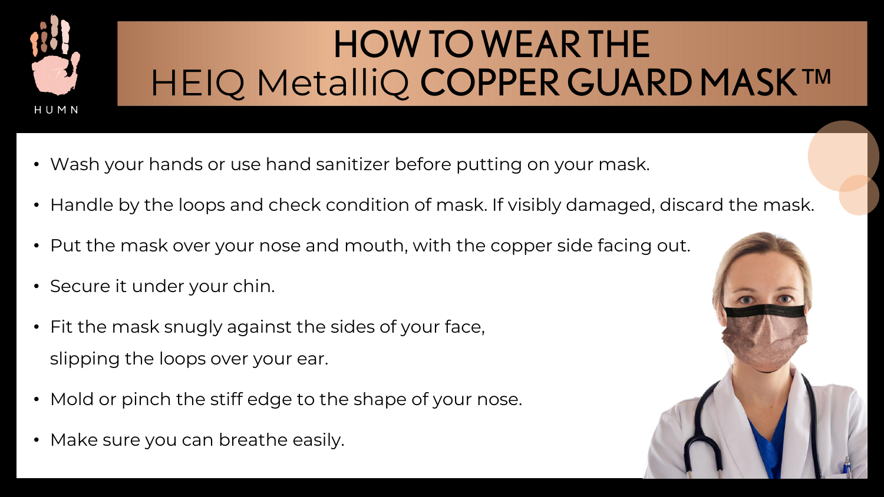HUMN

# HOW TO WEAR THE HEIQ MetalliQ COPPER GUARD MASK™

- Wash your hands or use hand sanitizer before putting on your mask.
- Handle by the loops and check condition of mask. If visibly damaged, discard the mask.
- Put the mask over your nose and mouth, with the copper side facing out.
- Secure it under your chin.
- Fit the mask snugly against the sides of your face, slipping the loops over your ear.
- Mold or pinch the stiff edge to the shape of your nose.
- Make sure you can breathe easily.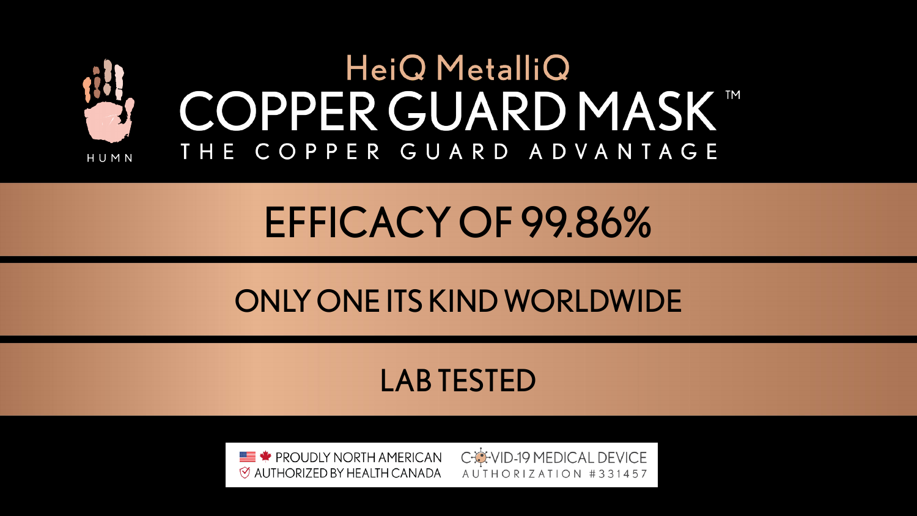HUMN

# HeiQ MetalliQ

# COPPER GUARD MASK ™

THE COPPER GUARD ADVANTAGE

## EFFICACY OF 99.86%

## ONLY ONE ITS KIND WORLDWIDE

## LAB TESTED

PROUDLY NORTH AMERICAN
AUTHORIZED BY HEALTH CANADA

COVID-19 MEDICAL DEVICE
AUTHORIZATION #331457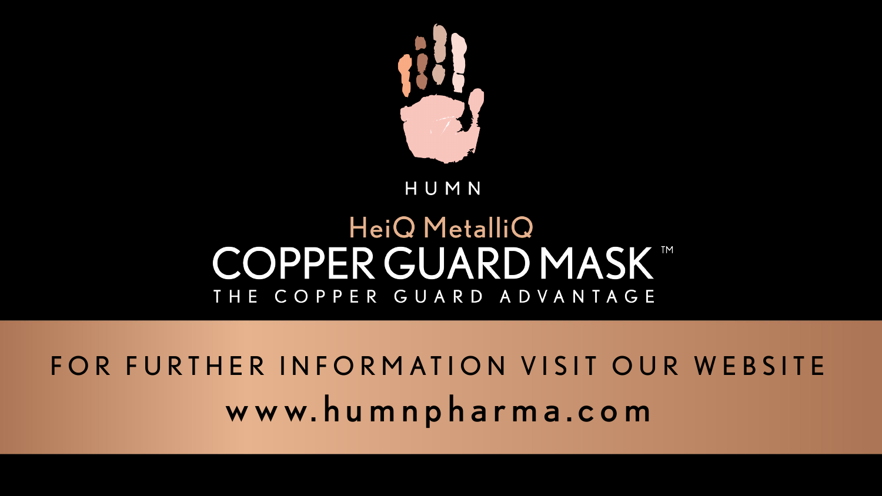HUMN

HeiQ MetalliQ

# COPPER GUARD MASK™

THE COPPER GUARD ADVANTAGE

FOR FURTHER INFORMATION VISIT OUR WEBSITE

www.humnpharma.com